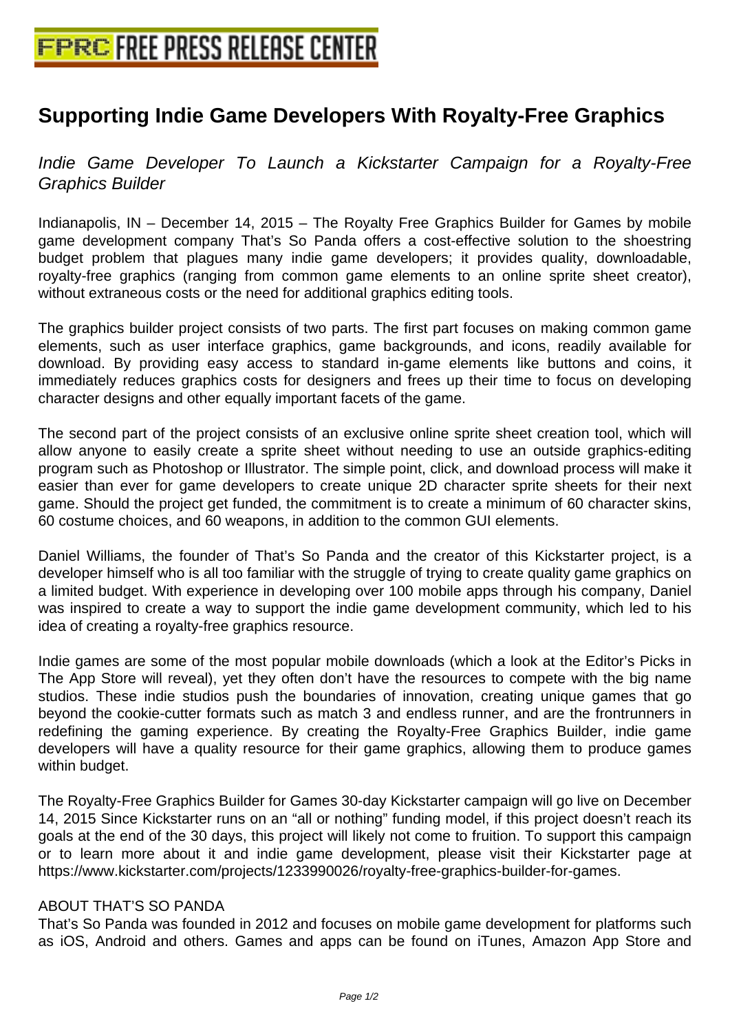# Supporting Indie Game Developers With Royalty-Free Graphics

*Indie Game Developer To Launch a Kickstarter Campaign for a Royalty-Free Graphics Builder*

Indianapolis, IN – December 14, 2015 – The Royalty Free Graphics Builder for Games by mobile game development company That's So Panda offers a cost-effective solution to the shoestring budget problem that plagues many indie game developers; it provides quality, downloadable, royalty-free graphics (ranging from common game elements to an online sprite sheet creator), without extraneous costs or the need for additional graphics editing tools.

The graphics builder project consists of two parts. The first part focuses on making common game elements, such as user interface graphics, game backgrounds, and icons, readily available for download. By providing easy access to standard in-game elements like buttons and coins, it immediately reduces graphics costs for designers and frees up their time to focus on developing character designs and other equally important facets of the game.

The second part of the project consists of an exclusive online sprite sheet creation tool, which will allow anyone to easily create a sprite sheet without needing to use an outside graphics-editing program such as Photoshop or Illustrator. The simple point, click, and download process will make it easier than ever for game developers to create unique 2D character sprite sheets for their next game. Should the project get funded, the commitment is to create a minimum of 60 character skins, 60 costume choices, and 60 weapons, in addition to the common GUI elements.

Daniel Williams, the founder of That's So Panda and the creator of this Kickstarter project, is a developer himself who is all too familiar with the struggle of trying to create quality game graphics on a limited budget. With experience in developing over 100 mobile apps through his company, Daniel was inspired to create a way to support the indie game development community, which led to his idea of creating a royalty-free graphics resource.

Indie games are some of the most popular mobile downloads (which a look at the Editor's Picks in The App Store will reveal), yet they often don't have the resources to compete with the big name studios. These indie studios push the boundaries of innovation, creating unique games that go beyond the cookie-cutter formats such as match 3 and endless runner, and are the frontrunners in redefining the gaming experience. By creating the Royalty-Free Graphics Builder, indie game developers will have a quality resource for their game graphics, allowing them to produce games within budget.

The Royalty-Free Graphics Builder for Games 30-day Kickstarter campaign will go live on December 14, 2015 Since Kickstarter runs on an "all or nothing" funding model, if this project doesn't reach its goals at the end of the 30 days, this project will likely not come to fruition. To support this campaign or to learn more about it and indie game development, please visit their Kickstarter page at https://www.kickstarter.com/projects/1233990026/royalty-free-graphics-builder-for-games.

ABOUT THAT'S SO PANDA

That's So Panda was founded in 2012 and focuses on mobile game development for platforms such as iOS, Android and others. Games and apps can be found on iTunes, Amazon App Store and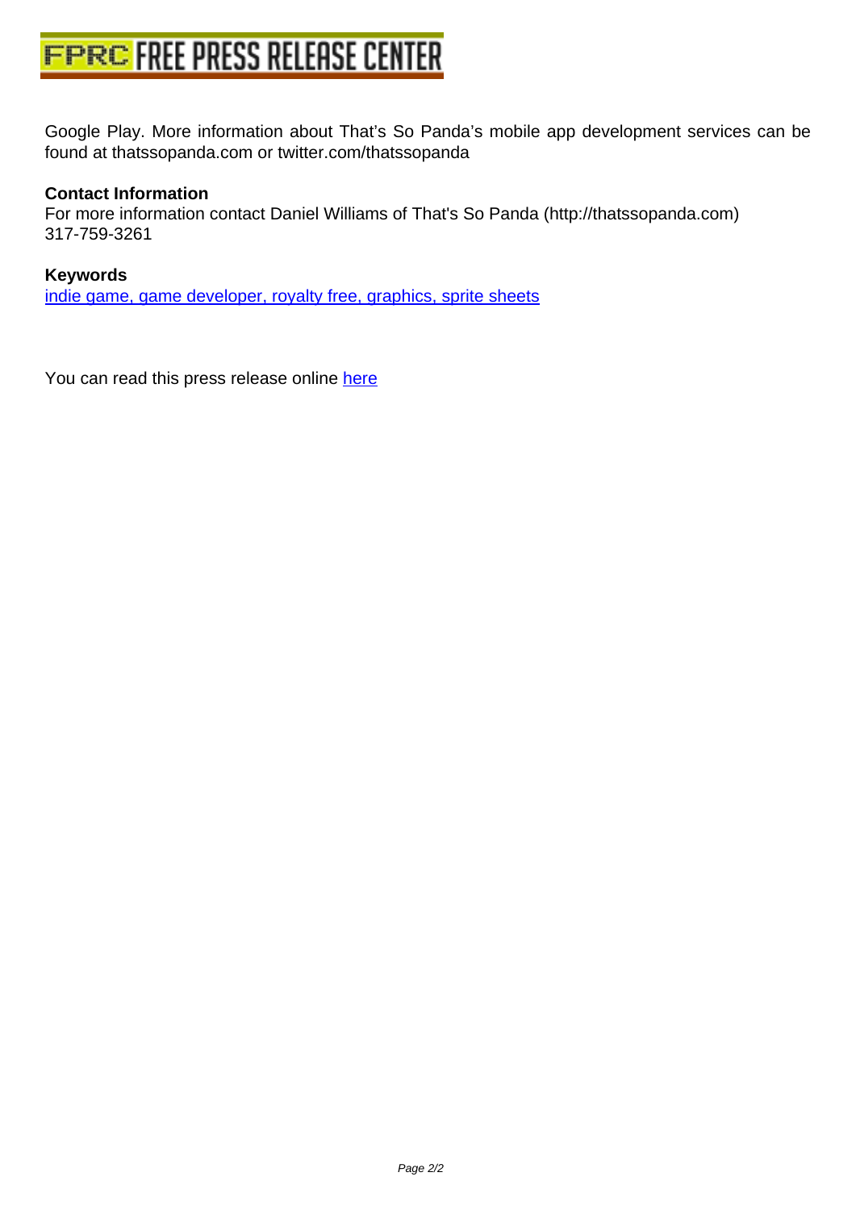Google Play. More information about That's So Panda's mobile app development services can be found at thatssopanda.com or twitter.com/thatssopanda

**Contact Information**
For more information contact Daniel Williams of That's So Panda (http://thatssopanda.com)
317-759-3261

**Keywords**
indie game, game developer, royalty free, graphics, sprite sheets

You can read this press release online here